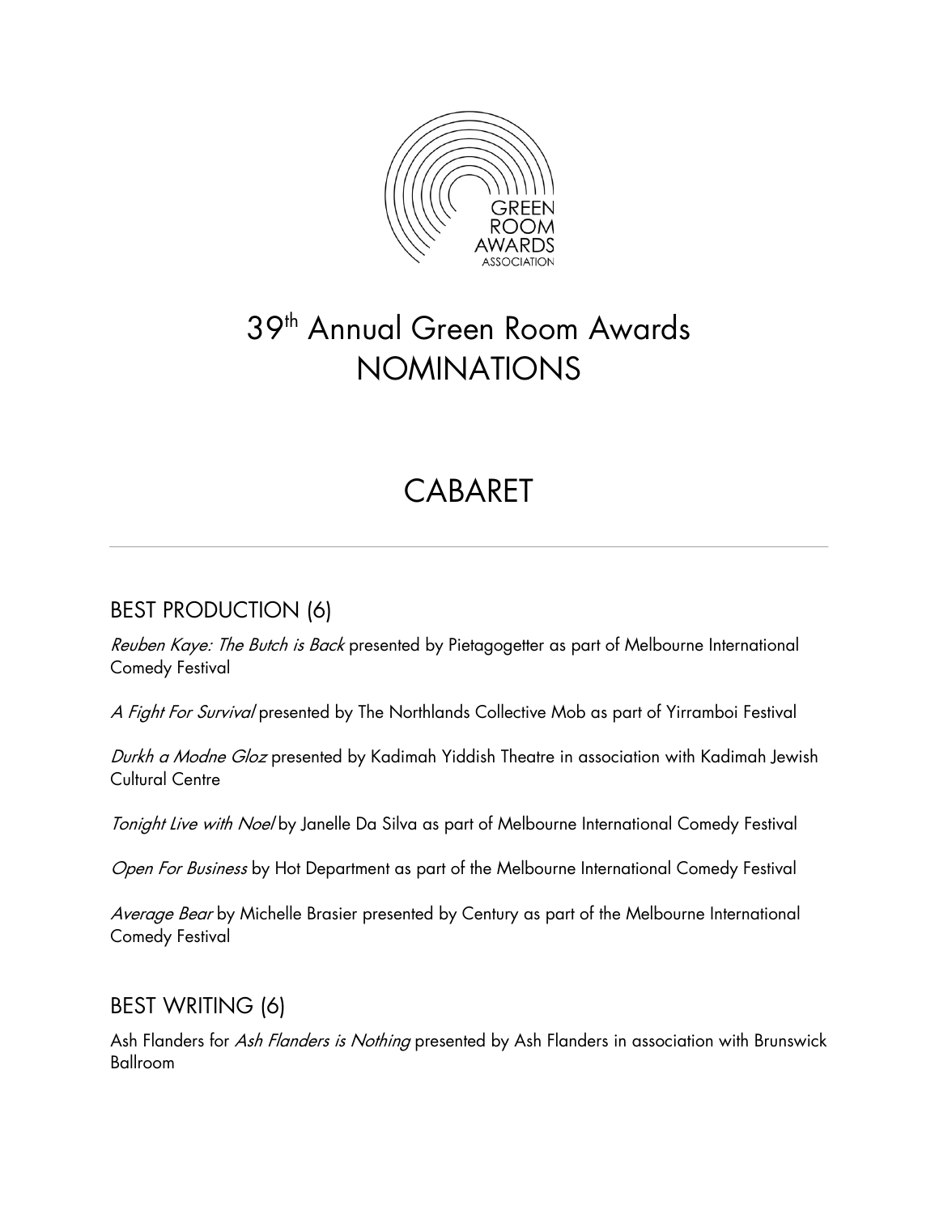GREEN ROOM AWARDS ASSOCIATION

# 39th Annual Green Room Awards NOMINATIONS

# CABARET

---

## BEST PRODUCTION (6)

*Reuben Kaye: The Butch is Back* presented by Pietagogetter as part of Melbourne International Comedy Festival

*A Fight For Survival* presented by The Northlands Collective Mob as part of Yirramboi Festival

*Durkh a Modne Gloz* presented by Kadimah Yiddish Theatre in association with Kadimah Jewish Cultural Centre

*Tonight Live with Noel* by Janelle Da Silva as part of Melbourne International Comedy Festival

*Open For Business* by Hot Department as part of the Melbourne International Comedy Festival

*Average Bear* by Michelle Brasier presented by Century as part of the Melbourne International Comedy Festival

## BEST WRITING (6)

Ash Flanders for *Ash Flanders is Nothing* presented by Ash Flanders in association with Brunswick Ballroom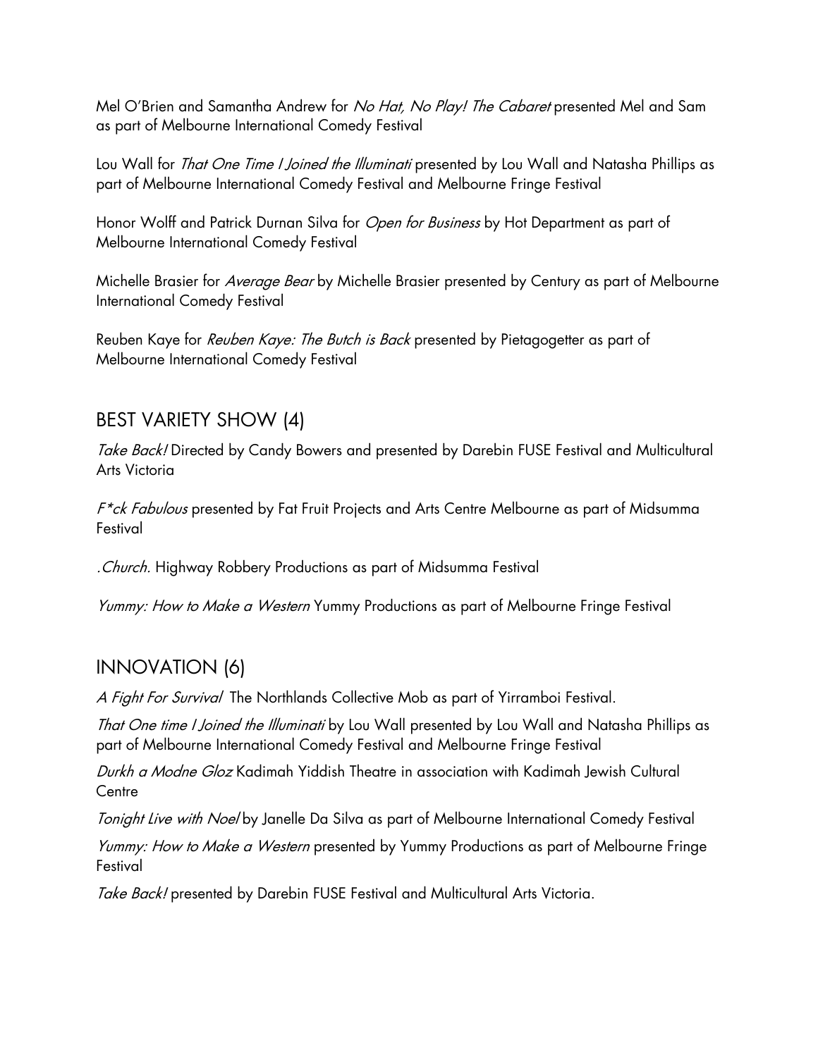Mel O'Brien and Samantha Andrew for *No Hat, No Play! The Cabaret* presented Mel and Sam as part of Melbourne International Comedy Festival

Lou Wall for *That One Time I Joined the Illuminati* presented by Lou Wall and Natasha Phillips as part of Melbourne International Comedy Festival and Melbourne Fringe Festival

Honor Wolff and Patrick Durnan Silva for *Open for Business* by Hot Department as part of Melbourne International Comedy Festival

Michelle Brasier for *Average Bear* by Michelle Brasier presented by Century as part of Melbourne International Comedy Festival

Reuben Kaye for *Reuben Kaye: The Butch is Back* presented by Pietagogetter as part of Melbourne International Comedy Festival

## BEST VARIETY SHOW (4)

*Take Back!* Directed by Candy Bowers and presented by Darebin FUSE Festival and Multicultural Arts Victoria

*F*ck Fabulous* presented by Fat Fruit Projects and Arts Centre Melbourne as part of Midsumma Festival

*.Church.* Highway Robbery Productions as part of Midsumma Festival

*Yummy: How to Make a Western* Yummy Productions as part of Melbourne Fringe Festival

## INNOVATION (6)

*A Fight For Survival* The Northlands Collective Mob as part of Yirramboi Festival.

*That One time I Joined the Illuminati* by Lou Wall presented by Lou Wall and Natasha Phillips as part of Melbourne International Comedy Festival and Melbourne Fringe Festival

*Durkh a Modne Gloz* Kadimah Yiddish Theatre in association with Kadimah Jewish Cultural Centre

*Tonight Live with Noel* by Janelle Da Silva as part of Melbourne International Comedy Festival

*Yummy: How to Make a Western* presented by Yummy Productions as part of Melbourne Fringe Festival

*Take Back!* presented by Darebin FUSE Festival and Multicultural Arts Victoria.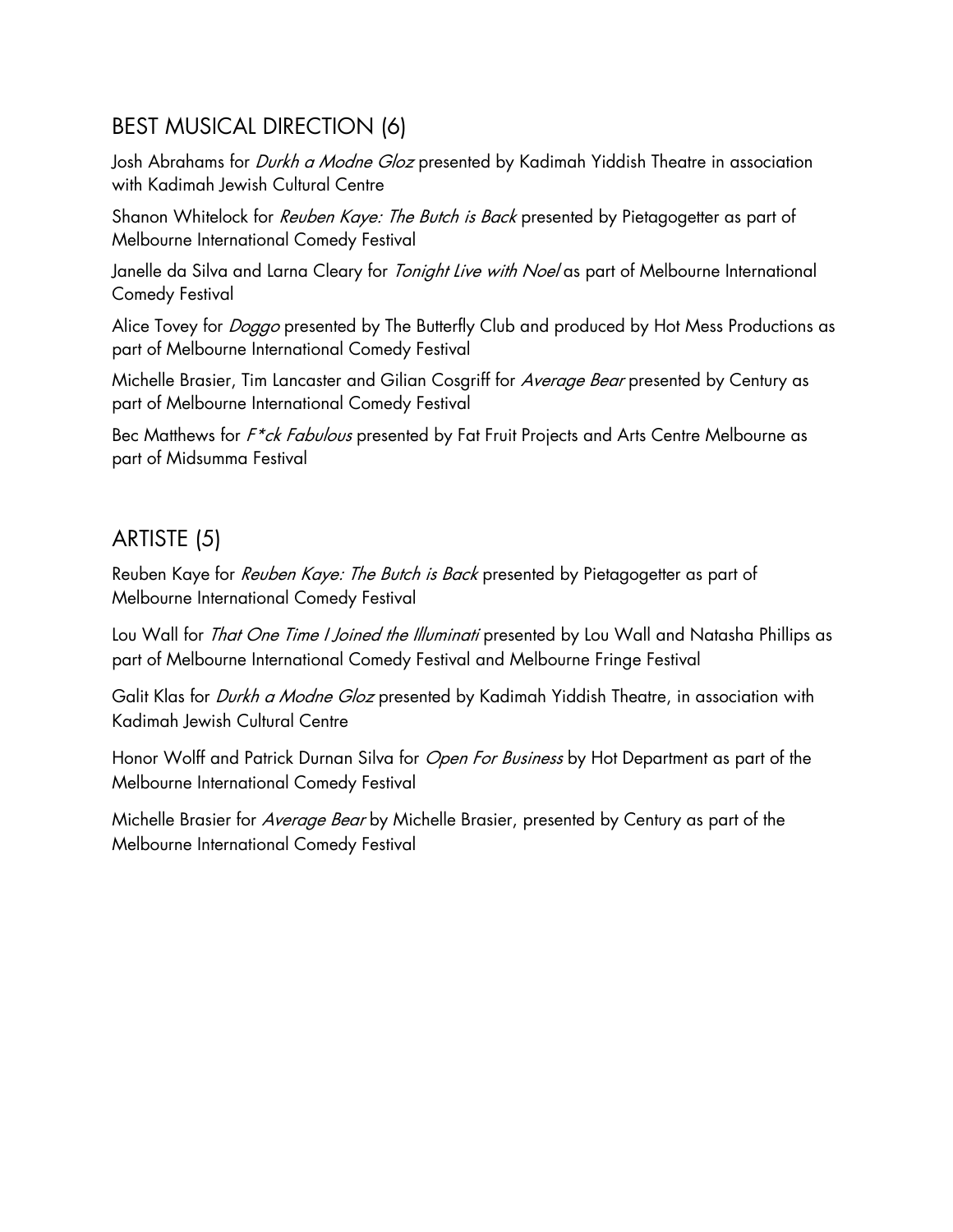## BEST MUSICAL DIRECTION (6)

Josh Abrahams for *Durkh a Modne Gloz* presented by Kadimah Yiddish Theatre in association with Kadimah Jewish Cultural Centre

Shanon Whitelock for *Reuben Kaye: The Butch is Back* presented by Pietagogetter as part of Melbourne International Comedy Festival

Janelle da Silva and Larna Cleary for *Tonight Live with Noel* as part of Melbourne International Comedy Festival

Alice Tovey for *Doggo* presented by The Butterfly Club and produced by Hot Mess Productions as part of Melbourne International Comedy Festival

Michelle Brasier, Tim Lancaster and Gilian Cosgriff for *Average Bear* presented by Century as part of Melbourne International Comedy Festival

Bec Matthews for *F*ck Fabulous* presented by Fat Fruit Projects and Arts Centre Melbourne as part of Midsumma Festival

## ARTISTE (5)

Reuben Kaye for *Reuben Kaye: The Butch is Back* presented by Pietagogetter as part of Melbourne International Comedy Festival

Lou Wall for *That One Time I Joined the Illuminati* presented by Lou Wall and Natasha Phillips as part of Melbourne International Comedy Festival and Melbourne Fringe Festival

Galit Klas for *Durkh a Modne Gloz* presented by Kadimah Yiddish Theatre, in association with Kadimah Jewish Cultural Centre

Honor Wolff and Patrick Durnan Silva for *Open For Business* by Hot Department as part of the Melbourne International Comedy Festival

Michelle Brasier for *Average Bear* by Michelle Brasier, presented by Century as part of the Melbourne International Comedy Festival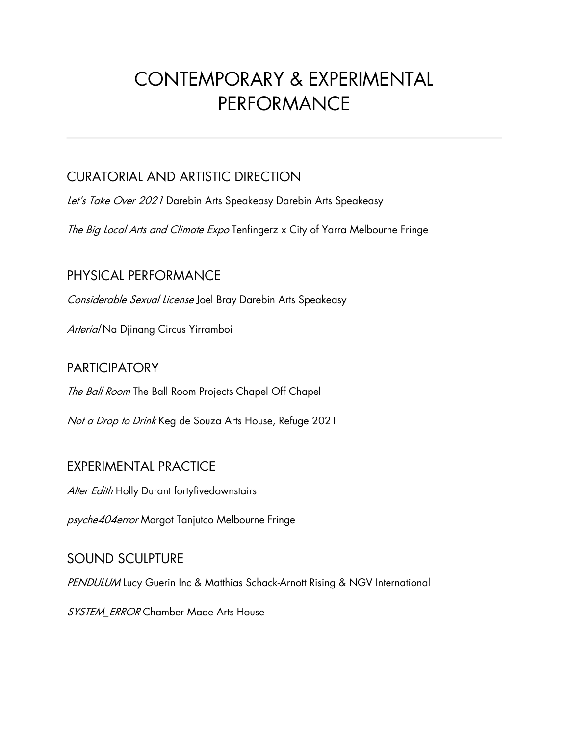# CONTEMPORARY & EXPERIMENTAL PERFORMANCE

---

## CURATORIAL AND ARTISTIC DIRECTION

*Let's Take Over 2021* Darebin Arts Speakeasy Darebin Arts Speakeasy

*The Big Local Arts and Climate Expo* Tenfingerz x City of Yarra Melbourne Fringe

## PHYSICAL PERFORMANCE

*Considerable Sexual License* Joel Bray Darebin Arts Speakeasy

*Arterial* Na Djinang Circus Yirramboi

## PARTICIPATORY

*The Ball Room* The Ball Room Projects Chapel Off Chapel

*Not a Drop to Drink* Keg de Souza Arts House, Refuge 2021

## EXPERIMENTAL PRACTICE

*Alter Edith* Holly Durant fortyfivedownstairs

*psyche404error* Margot Tanjutco Melbourne Fringe

## SOUND SCULPTURE

*PENDULUM* Lucy Guerin Inc & Matthias Schack-Arnott Rising & NGV International

*SYSTEM_ERROR* Chamber Made Arts House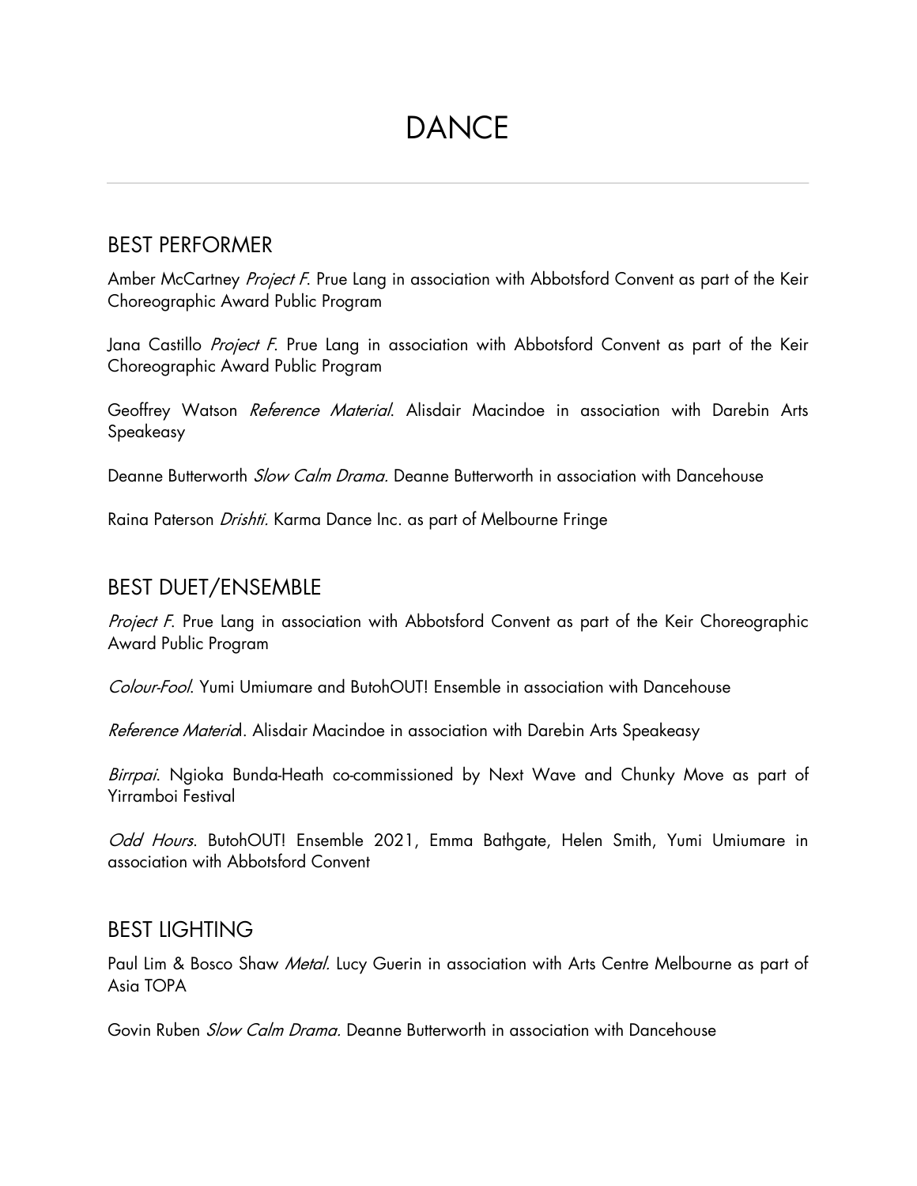# DANCE

## BEST PERFORMER

Amber McCartney *Project F*. Prue Lang in association with Abbotsford Convent as part of the Keir Choreographic Award Public Program

Jana Castillo *Project F*. Prue Lang in association with Abbotsford Convent as part of the Keir Choreographic Award Public Program

Geoffrey Watson *Reference Material*. Alisdair Macindoe in association with Darebin Arts Speakeasy

Deanne Butterworth *Slow Calm Drama*. Deanne Butterworth in association with Dancehouse

Raina Paterson *Drishti*. Karma Dance Inc. as part of Melbourne Fringe

## BEST DUET/ENSEMBLE

*Project F*. Prue Lang in association with Abbotsford Convent as part of the Keir Choreographic Award Public Program

*Colour-Fool*. Yumi Umiumare and ButohOUT! Ensemble in association with Dancehouse

*Reference Material*. Alisdair Macindoe in association with Darebin Arts Speakeasy

*Birrpai*. Ngioka Bunda-Heath co-commissioned by Next Wave and Chunky Move as part of Yirramboi Festival

*Odd Hours*. ButohOUT! Ensemble 2021, Emma Bathgate, Helen Smith, Yumi Umiumare in association with Abbotsford Convent

## BEST LIGHTING

Paul Lim & Bosco Shaw *Metal*. Lucy Guerin in association with Arts Centre Melbourne as part of Asia TOPA

Govin Ruben *Slow Calm Drama*. Deanne Butterworth in association with Dancehouse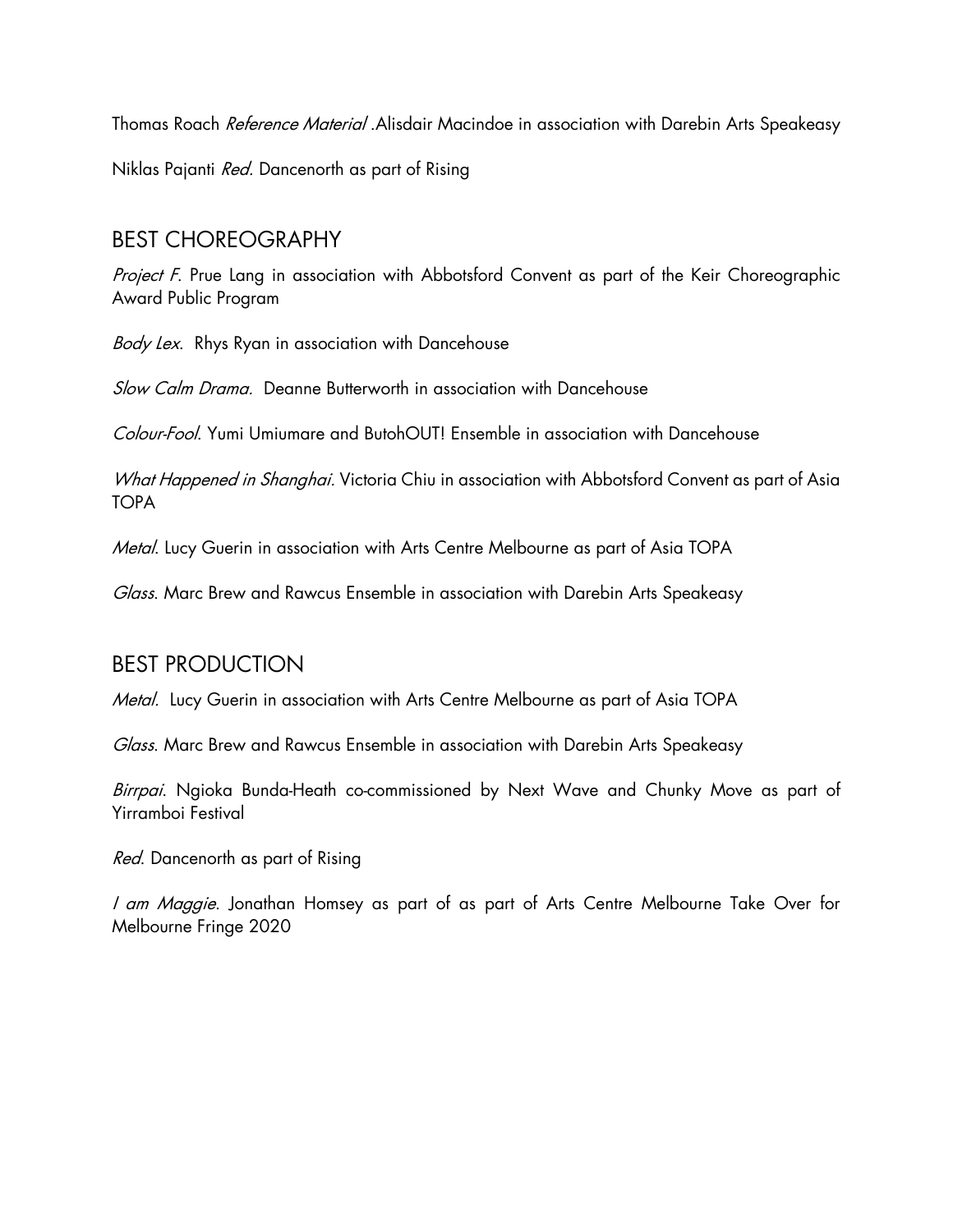Thomas Roach *Reference Material* .Alisdair Macindoe in association with Darebin Arts Speakeasy

Niklas Pajanti *Red.* Dancenorth as part of Rising

## BEST CHOREOGRAPHY

*Project F*. Prue Lang in association with Abbotsford Convent as part of the Keir Choreographic Award Public Program

*Body Lex*. Rhys Ryan in association with Dancehouse

*Slow Calm Drama.* Deanne Butterworth in association with Dancehouse

*Colour-Fool*. Yumi Umiumare and ButohOUT! Ensemble in association with Dancehouse

*What Happened in Shanghai*. Victoria Chiu in association with Abbotsford Convent as part of Asia TOPA

*Metal*. Lucy Guerin in association with Arts Centre Melbourne as part of Asia TOPA

*Glass*. Marc Brew and Rawcus Ensemble in association with Darebin Arts Speakeasy

## BEST PRODUCTION

*Metal.* Lucy Guerin in association with Arts Centre Melbourne as part of Asia TOPA

*Glass*. Marc Brew and Rawcus Ensemble in association with Darebin Arts Speakeasy

*Birrpai*. Ngioka Bunda-Heath co-commissioned by Next Wave and Chunky Move as part of Yirramboi Festival

*Red*. Dancenorth as part of Rising

*I am Maggie*. Jonathan Homsey as part of as part of Arts Centre Melbourne Take Over for Melbourne Fringe 2020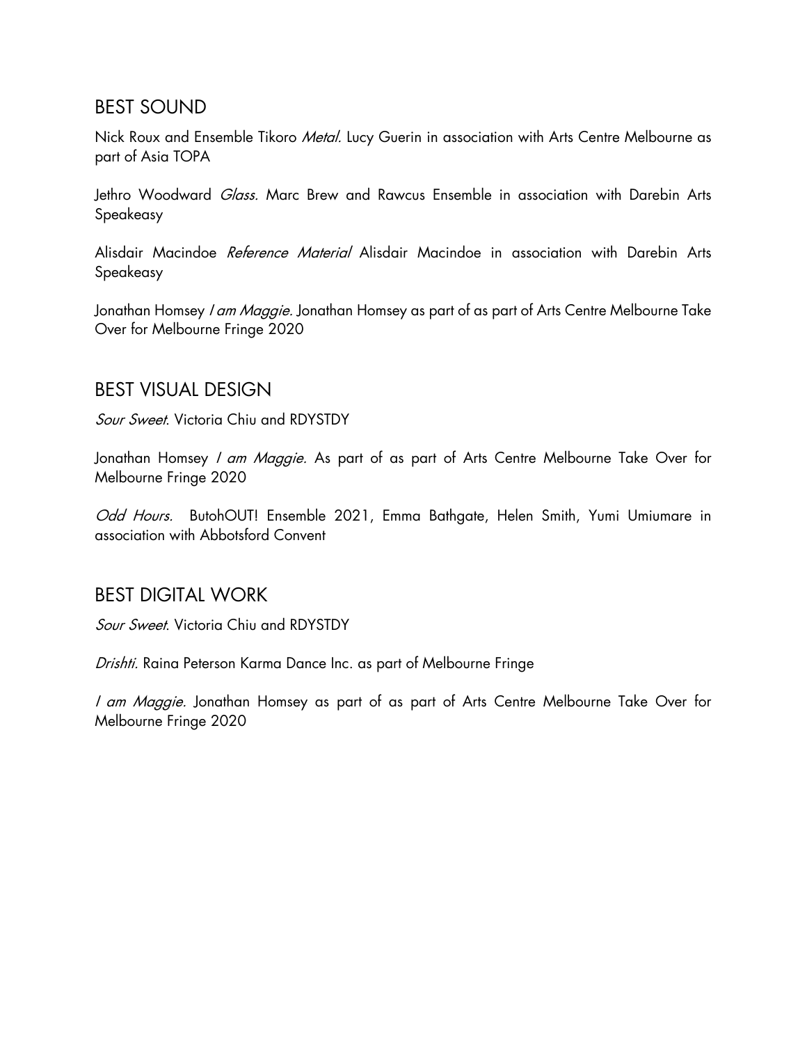## BEST SOUND

Nick Roux and Ensemble Tikoro *Metal.* Lucy Guerin in association with Arts Centre Melbourne as part of Asia TOPA

Jethro Woodward *Glass.* Marc Brew and Rawcus Ensemble in association with Darebin Arts Speakeasy

Alisdair Macindoe *Reference Material* Alisdair Macindoe in association with Darebin Arts Speakeasy

Jonathan Homsey *I am Maggie.* Jonathan Homsey as part of as part of Arts Centre Melbourne Take Over for Melbourne Fringe 2020

## BEST VISUAL DESIGN

*Sour Sweet*. Victoria Chiu and RDYSTDY

Jonathan Homsey *I am Maggie.* As part of as part of Arts Centre Melbourne Take Over for Melbourne Fringe 2020

*Odd Hours.* ButohOUT! Ensemble 2021, Emma Bathgate, Helen Smith, Yumi Umiumare in association with Abbotsford Convent

## BEST DIGITAL WORK

*Sour Sweet*. Victoria Chiu and RDYSTDY

*Drishti.* Raina Peterson Karma Dance Inc. as part of Melbourne Fringe

*I am Maggie.* Jonathan Homsey as part of as part of Arts Centre Melbourne Take Over for Melbourne Fringe 2020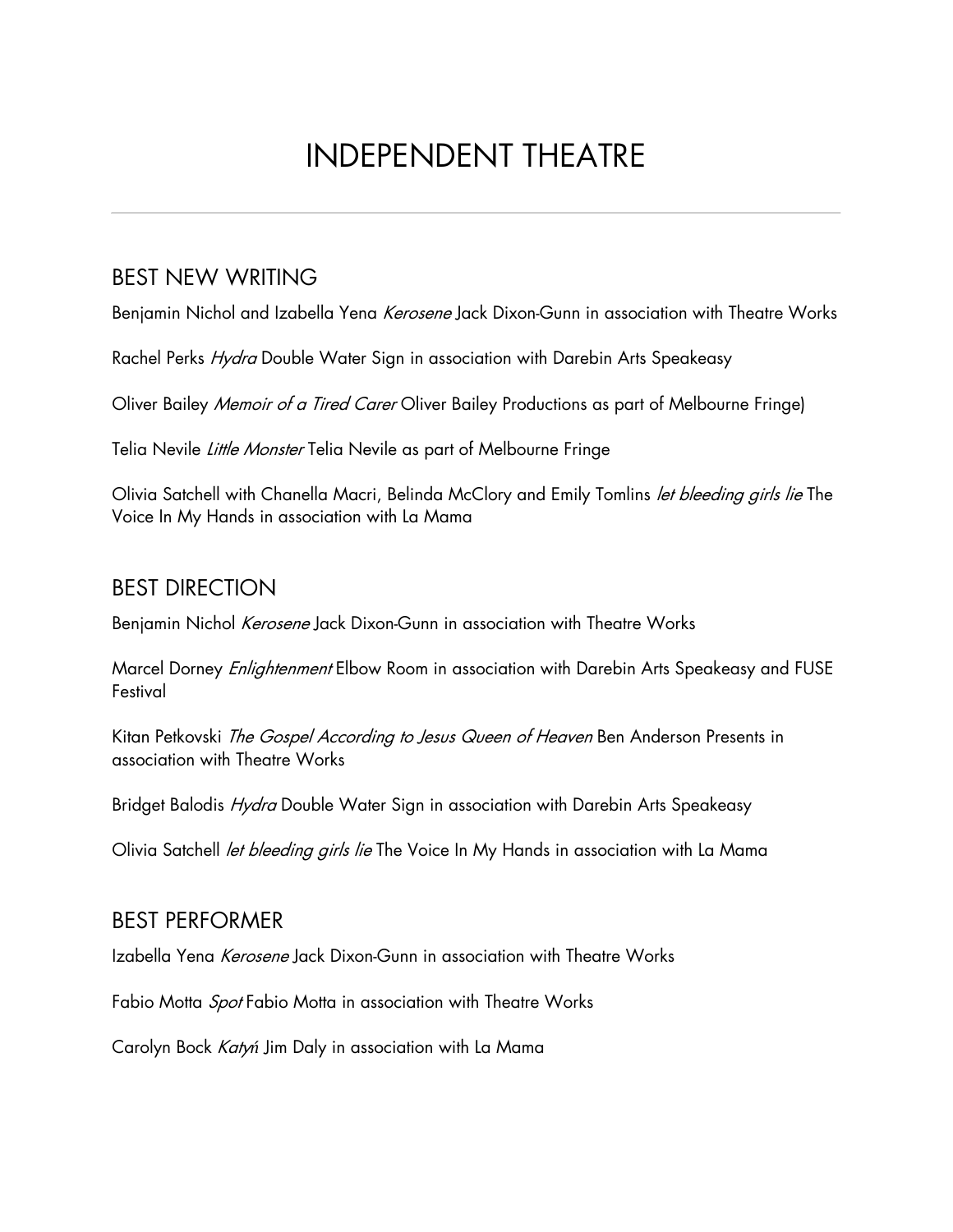# INDEPENDENT THEATRE

## BEST NEW WRITING

Benjamin Nichol and Izabella Yena *Kerosene* Jack Dixon-Gunn in association with Theatre Works

Rachel Perks *Hydra* Double Water Sign in association with Darebin Arts Speakeasy

Oliver Bailey *Memoir of a Tired Carer* Oliver Bailey Productions as part of Melbourne Fringe)

Telia Nevile *Little Monster* Telia Nevile as part of Melbourne Fringe

Olivia Satchell with Chanella Macri, Belinda McClory and Emily Tomlins *let bleeding girls lie* The Voice In My Hands in association with La Mama

## BEST DIRECTION

Benjamin Nichol *Kerosene* Jack Dixon-Gunn in association with Theatre Works

Marcel Dorney *Enlightenment* Elbow Room in association with Darebin Arts Speakeasy and FUSE Festival

Kitan Petkovski *The Gospel According to Jesus Queen of Heaven* Ben Anderson Presents in association with Theatre Works

Bridget Balodis *Hydra* Double Water Sign in association with Darebin Arts Speakeasy

Olivia Satchell *let bleeding girls lie* The Voice In My Hands in association with La Mama

## BEST PERFORMER

Izabella Yena *Kerosene* Jack Dixon-Gunn in association with Theatre Works

Fabio Motta *Spot* Fabio Motta in association with Theatre Works

Carolyn Bock *Katyń* Jim Daly in association with La Mama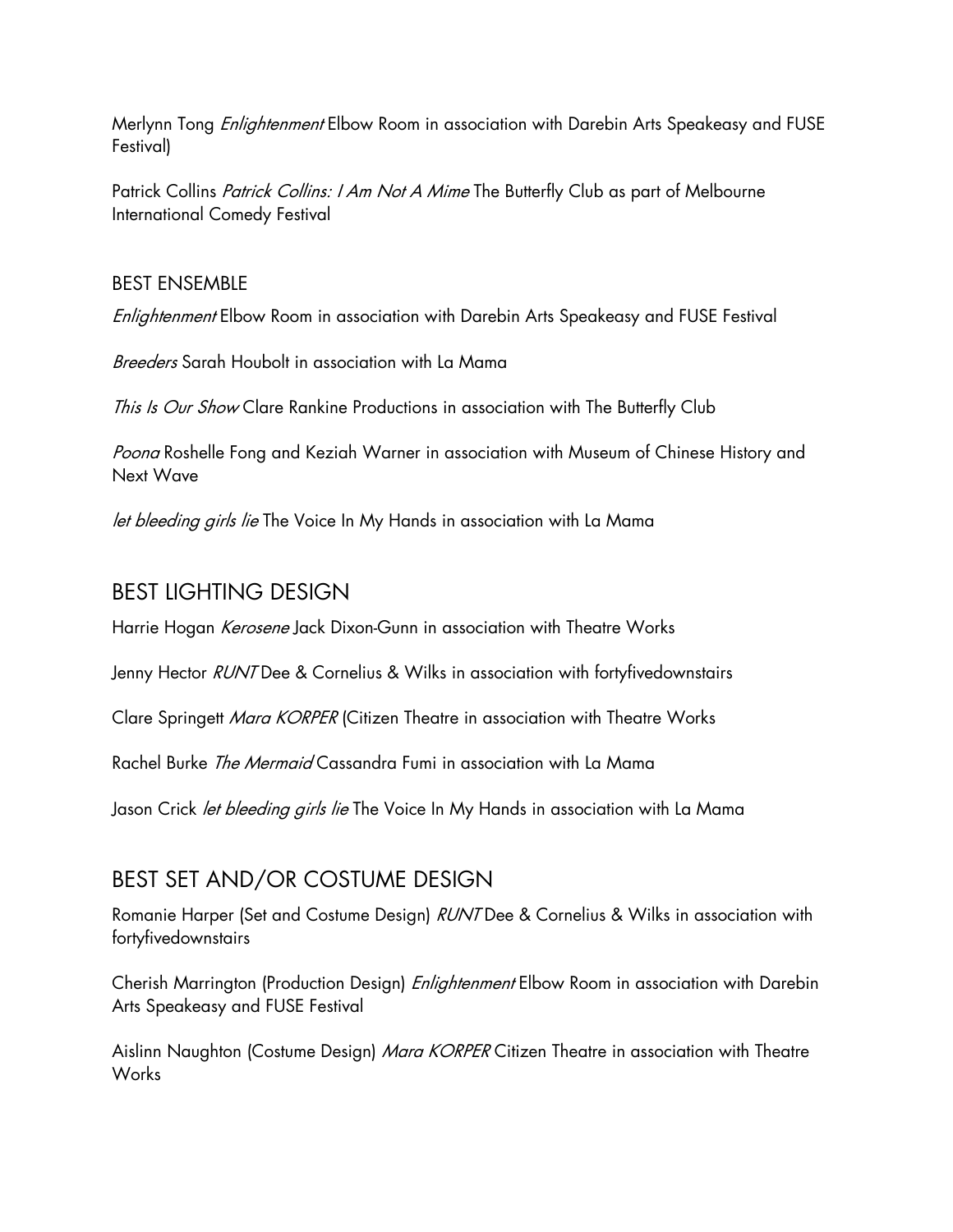Merlynn Tong *Enlightenment* Elbow Room in association with Darebin Arts Speakeasy and FUSE Festival)

Patrick Collins *Patrick Collins: I Am Not A Mime* The Butterfly Club as part of Melbourne International Comedy Festival

### BEST ENSEMBLE

*Enlightenment* Elbow Room in association with Darebin Arts Speakeasy and FUSE Festival

*Breeders* Sarah Houbolt in association with La Mama

*This Is Our Show* Clare Rankine Productions in association with The Butterfly Club

*Poona* Roshelle Fong and Keziah Warner in association with Museum of Chinese History and Next Wave

*let bleeding girls lie* The Voice In My Hands in association with La Mama

## BEST LIGHTING DESIGN

Harrie Hogan *Kerosene* Jack Dixon-Gunn in association with Theatre Works

Jenny Hector *RUNT* Dee & Cornelius & Wilks in association with fortyfivedownstairs

Clare Springett *Mara KORPER* (Citizen Theatre in association with Theatre Works

Rachel Burke *The Mermaid* Cassandra Fumi in association with La Mama

Jason Crick *let bleeding girls lie* The Voice In My Hands in association with La Mama

## BEST SET AND/OR COSTUME DESIGN

Romanie Harper (Set and Costume Design) *RUNT* Dee & Cornelius & Wilks in association with fortyfivedownstairs

Cherish Marrington (Production Design) *Enlightenment* Elbow Room in association with Darebin Arts Speakeasy and FUSE Festival

Aislinn Naughton (Costume Design) *Mara KORPER* Citizen Theatre in association with Theatre Works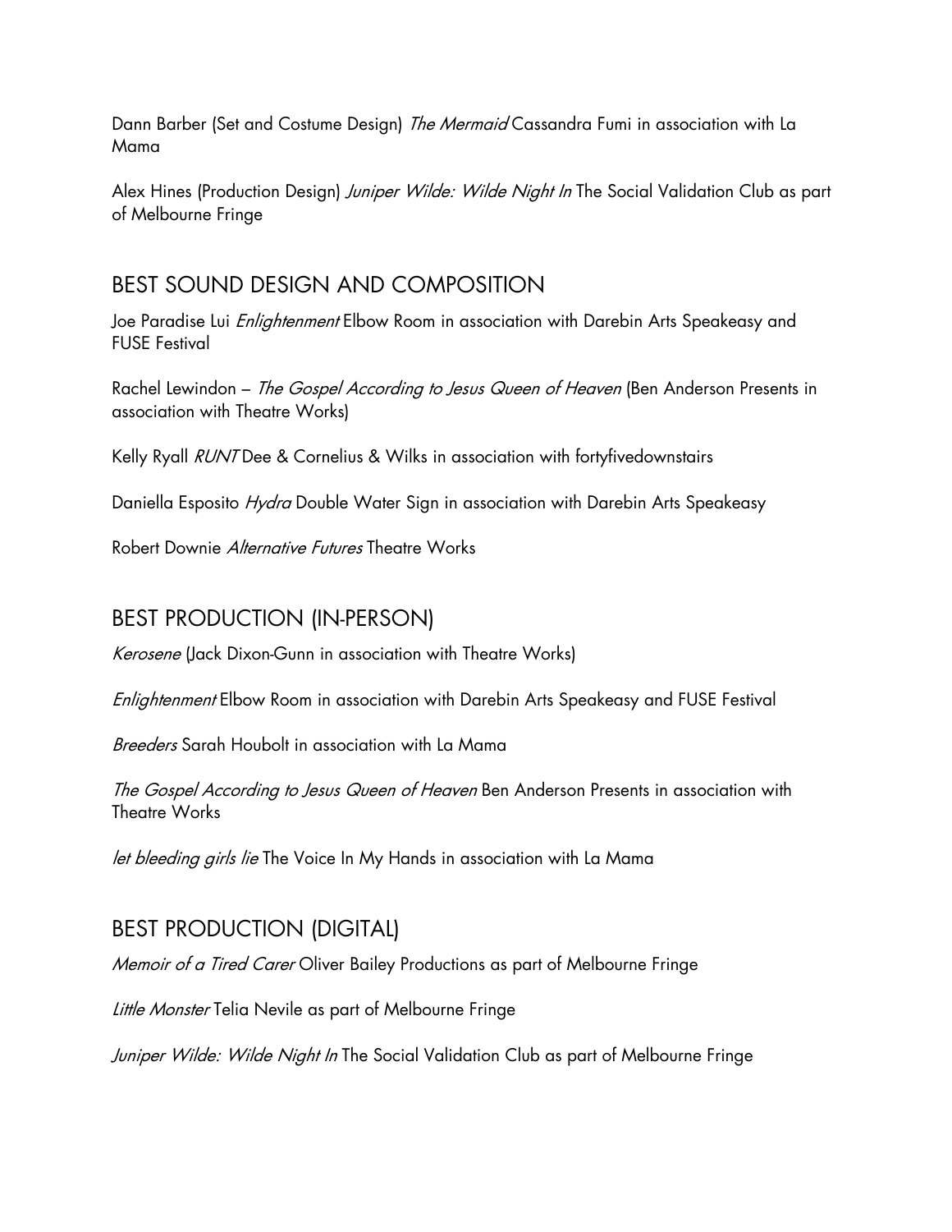Dann Barber (Set and Costume Design) *The Mermaid* Cassandra Fumi in association with La Mama

Alex Hines (Production Design) *Juniper Wilde: Wilde Night In* The Social Validation Club as part of Melbourne Fringe

## BEST SOUND DESIGN AND COMPOSITION

Joe Paradise Lui *Enlightenment* Elbow Room in association with Darebin Arts Speakeasy and FUSE Festival

Rachel Lewindon – *The Gospel According to Jesus Queen of Heaven* (Ben Anderson Presents in association with Theatre Works)

Kelly Ryall *RUNT* Dee & Cornelius & Wilks in association with fortyfivedownstairs

Daniella Esposito *Hydra* Double Water Sign in association with Darebin Arts Speakeasy

Robert Downie *Alternative Futures* Theatre Works

## BEST PRODUCTION (IN-PERSON)

*Kerosene* (Jack Dixon-Gunn in association with Theatre Works)

*Enlightenment* Elbow Room in association with Darebin Arts Speakeasy and FUSE Festival

*Breeders* Sarah Houbolt in association with La Mama

*The Gospel According to Jesus Queen of Heaven* Ben Anderson Presents in association with Theatre Works

*let bleeding girls lie* The Voice In My Hands in association with La Mama

## BEST PRODUCTION (DIGITAL)

*Memoir of a Tired Carer* Oliver Bailey Productions as part of Melbourne Fringe

*Little Monster* Telia Nevile as part of Melbourne Fringe

*Juniper Wilde: Wilde Night In* The Social Validation Club as part of Melbourne Fringe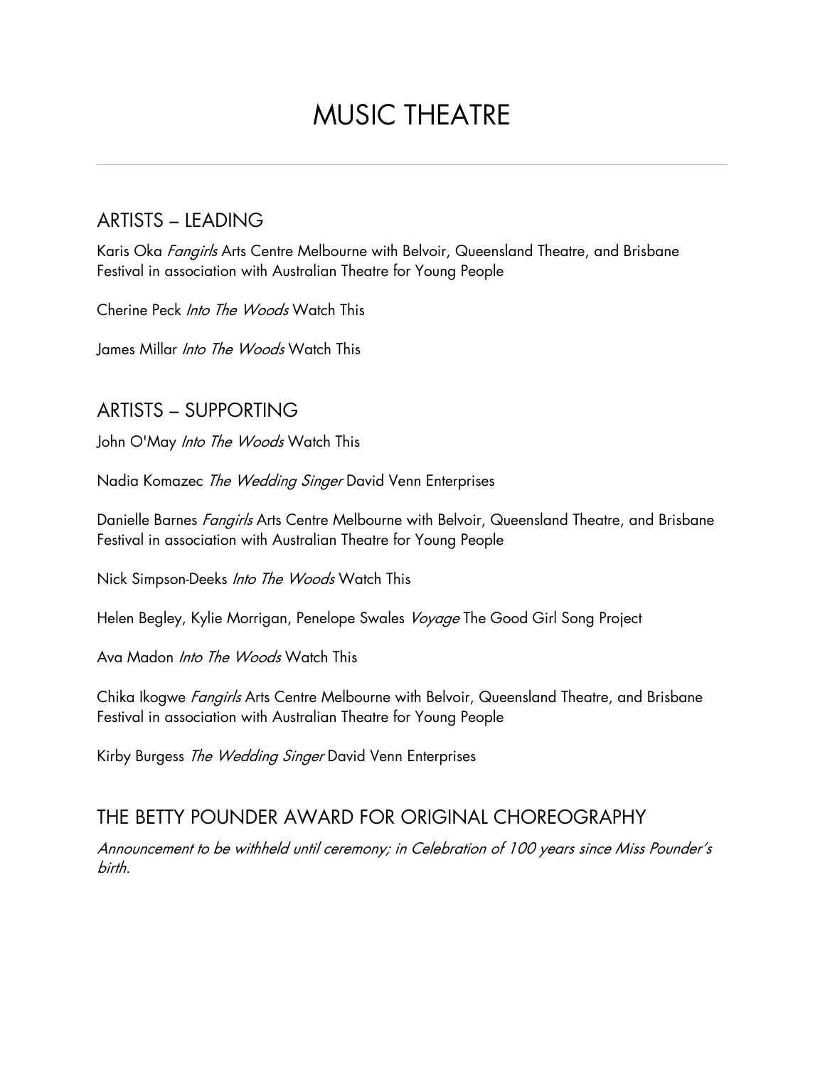# MUSIC THEATRE

---

## ARTISTS – LEADING

Karis Oka *Fangirls* Arts Centre Melbourne with Belvoir, Queensland Theatre, and Brisbane Festival in association with Australian Theatre for Young People

Cherine Peck *Into The Woods* Watch This

James Millar *Into The Woods* Watch This

## ARTISTS – SUPPORTING

John O'May *Into The Woods* Watch This

Nadia Komazec *The Wedding Singer* David Venn Enterprises

Danielle Barnes *Fangirls* Arts Centre Melbourne with Belvoir, Queensland Theatre, and Brisbane Festival in association with Australian Theatre for Young People

Nick Simpson-Deeks *Into The Woods* Watch This

Helen Begley, Kylie Morrigan, Penelope Swales *Voyage* The Good Girl Song Project

Ava Madon *Into The Woods* Watch This

Chika Ikogwe *Fangirls* Arts Centre Melbourne with Belvoir, Queensland Theatre, and Brisbane Festival in association with Australian Theatre for Young People

Kirby Burgess *The Wedding Singer* David Venn Enterprises

## THE BETTY POUNDER AWARD FOR ORIGINAL CHOREOGRAPHY

*Announcement to be withheld until ceremony; in Celebration of 100 years since Miss Pounder's birth.*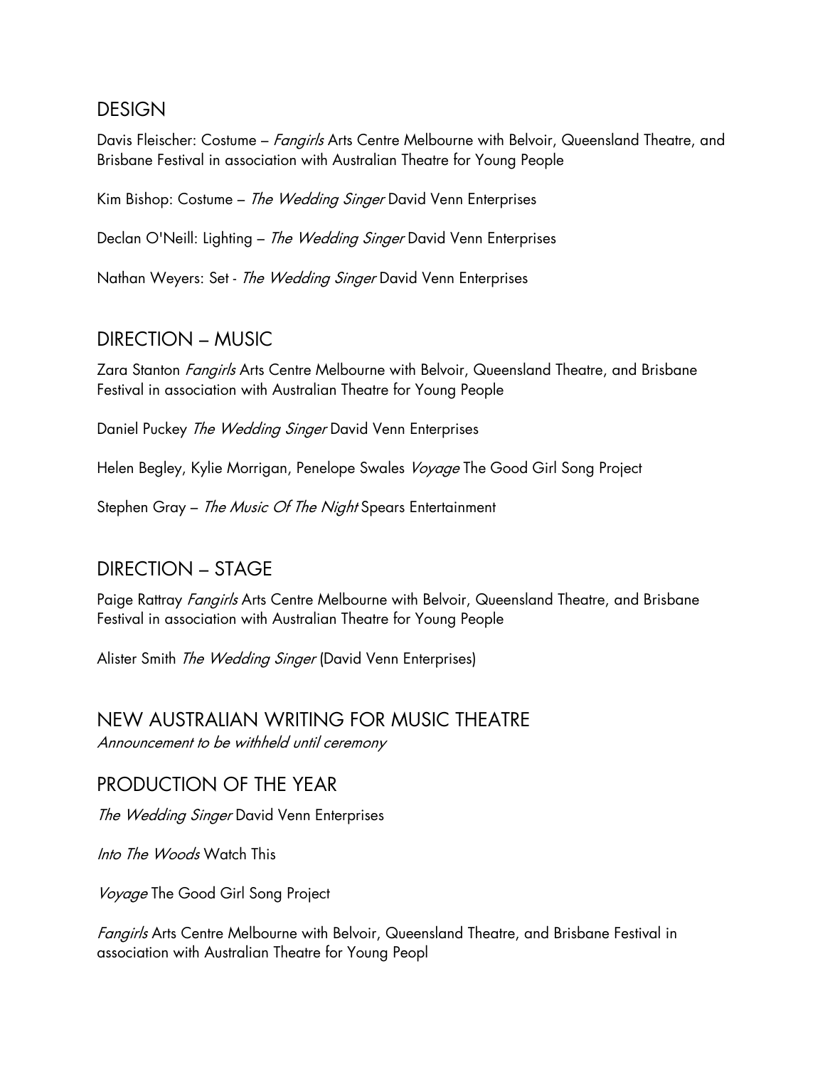## DESIGN

Davis Fleischer: Costume – *Fangirls* Arts Centre Melbourne with Belvoir, Queensland Theatre, and Brisbane Festival in association with Australian Theatre for Young People

Kim Bishop: Costume – *The Wedding Singer* David Venn Enterprises

Declan O'Neill: Lighting – *The Wedding Singer* David Venn Enterprises

Nathan Weyers: Set - *The Wedding Singer* David Venn Enterprises

## DIRECTION – MUSIC

Zara Stanton *Fangirls* Arts Centre Melbourne with Belvoir, Queensland Theatre, and Brisbane Festival in association with Australian Theatre for Young People

Daniel Puckey *The Wedding Singer* David Venn Enterprises

Helen Begley, Kylie Morrigan, Penelope Swales *Voyage* The Good Girl Song Project

Stephen Gray – *The Music Of The Night* Spears Entertainment

## DIRECTION – STAGE

Paige Rattray *Fangirls* Arts Centre Melbourne with Belvoir, Queensland Theatre, and Brisbane Festival in association with Australian Theatre for Young People

Alister Smith *The Wedding Singer* (David Venn Enterprises)

## NEW AUSTRALIAN WRITING FOR MUSIC THEATRE

*Announcement to be withheld until ceremony*

## PRODUCTION OF THE YEAR

*The Wedding Singer* David Venn Enterprises

*Into The Woods* Watch This

*Voyage* The Good Girl Song Project

*Fangirls* Arts Centre Melbourne with Belvoir, Queensland Theatre, and Brisbane Festival in association with Australian Theatre for Young Peopl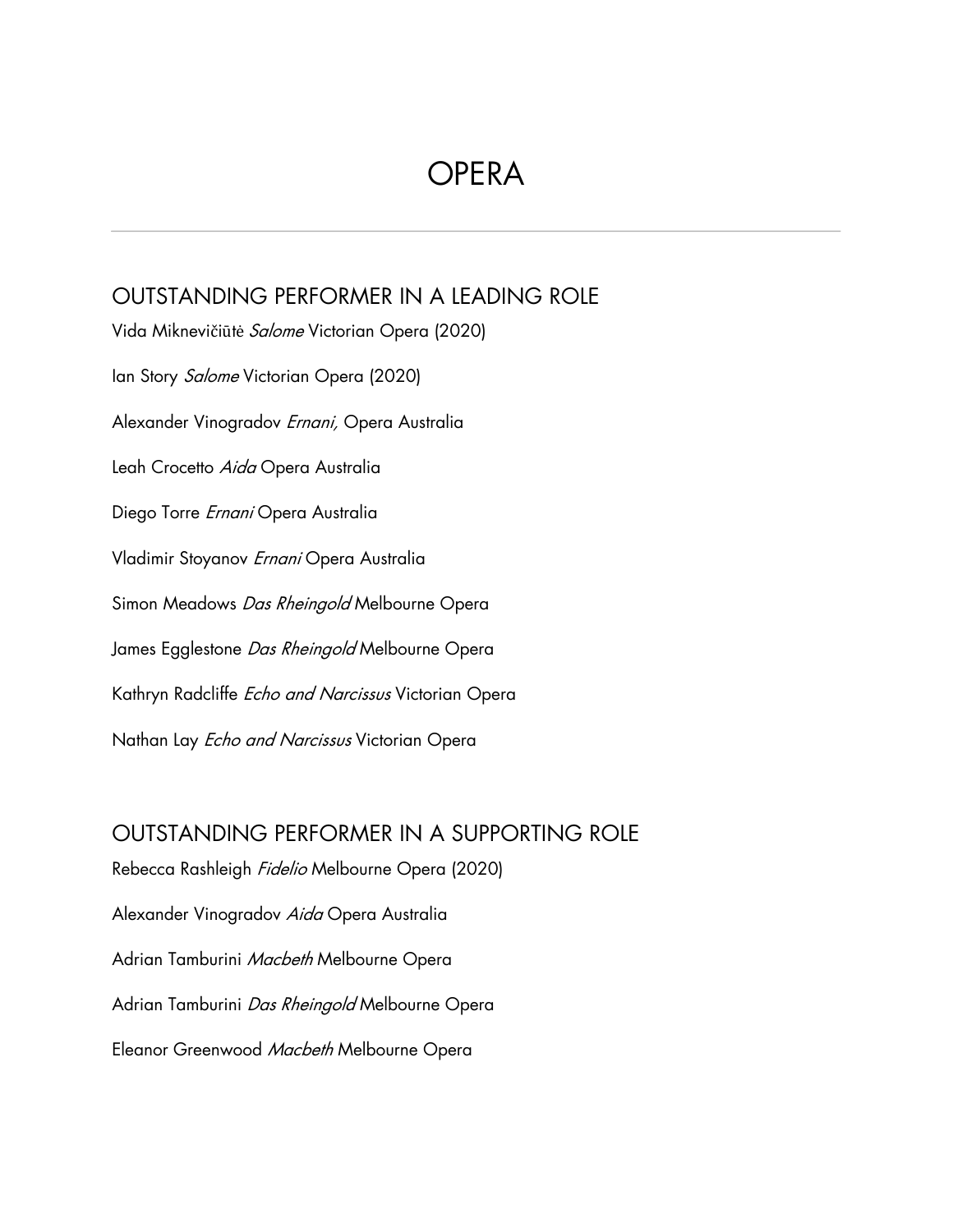# OPERA

---

## OUTSTANDING PERFORMER IN A LEADING ROLE

Vida Miknevičiūtė *Salome* Victorian Opera (2020)

Ian Story *Salome* Victorian Opera (2020)

Alexander Vinogradov *Ernani,* Opera Australia

Leah Crocetto *Aida* Opera Australia

Diego Torre *Ernani* Opera Australia

Vladimir Stoyanov *Ernani* Opera Australia

Simon Meadows *Das Rheingold* Melbourne Opera

James Egglestone *Das Rheingold* Melbourne Opera

Kathryn Radcliffe *Echo and Narcissus* Victorian Opera

Nathan Lay *Echo and Narcissus* Victorian Opera

## OUTSTANDING PERFORMER IN A SUPPORTING ROLE

Rebecca Rashleigh *Fidelio* Melbourne Opera (2020)

Alexander Vinogradov *Aida* Opera Australia

Adrian Tamburini *Macbeth* Melbourne Opera

Adrian Tamburini *Das Rheingold* Melbourne Opera

Eleanor Greenwood *Macbeth* Melbourne Opera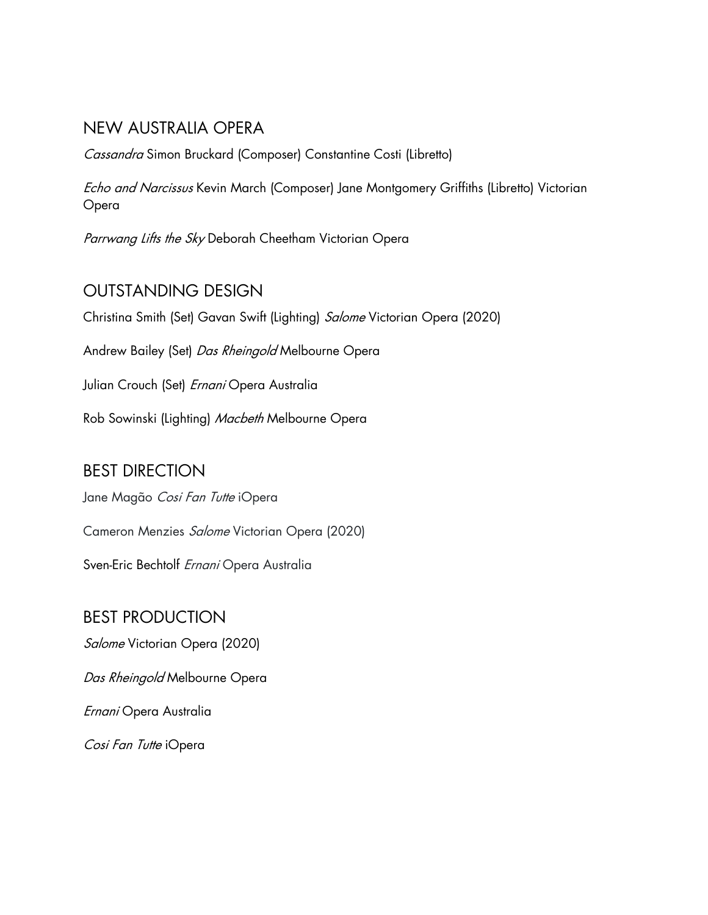## NEW AUSTRALIA OPERA

*Cassandra* Simon Bruckard (Composer) Constantine Costi (Libretto)

*Echo and Narcissus* Kevin March (Composer) Jane Montgomery Griffiths (Libretto) Victorian Opera

*Parrwang Lifts the Sky* Deborah Cheetham Victorian Opera

## OUTSTANDING DESIGN

Christina Smith (Set) Gavan Swift (Lighting) *Salome* Victorian Opera (2020)

Andrew Bailey (Set) *Das Rheingold* Melbourne Opera

Julian Crouch (Set) *Ernani* Opera Australia

Rob Sowinski (Lighting) *Macbeth* Melbourne Opera

## BEST DIRECTION

Jane Magão *Cosi Fan Tutte* iOpera

Cameron Menzies *Salome* Victorian Opera (2020)

Sven-Eric Bechtolf *Ernani* Opera Australia

## BEST PRODUCTION

*Salome* Victorian Opera (2020)

*Das Rheingold* Melbourne Opera

*Ernani* Opera Australia

*Cosi Fan Tutte* iOpera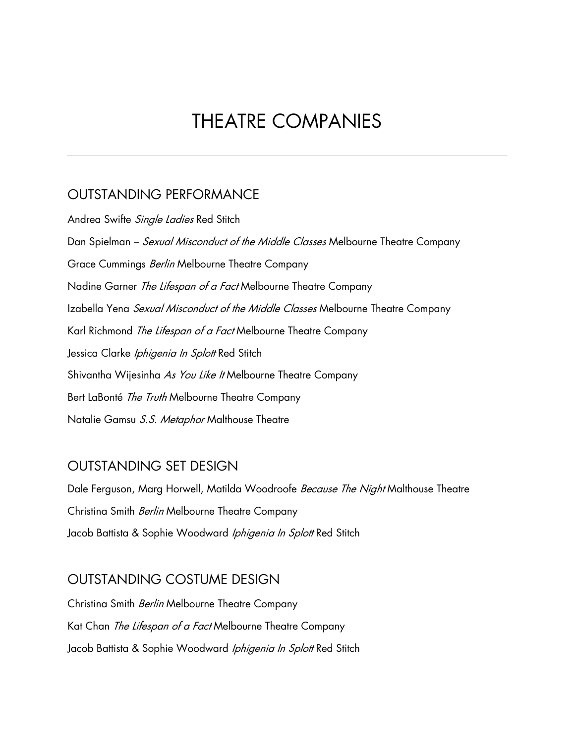# THEATRE COMPANIES

---

## OUTSTANDING PERFORMANCE

Andrea Swifte *Single Ladies* Red Stitch

Dan Spielman – *Sexual Misconduct of the Middle Classes* Melbourne Theatre Company

Grace Cummings *Berlin* Melbourne Theatre Company

Nadine Garner *The Lifespan of a Fact* Melbourne Theatre Company

Izabella Yena *Sexual Misconduct of the Middle Classes* Melbourne Theatre Company

Karl Richmond *The Lifespan of a Fact* Melbourne Theatre Company

Jessica Clarke *Iphigenia In Splott* Red Stitch

Shivantha Wijesinha *As You Like It* Melbourne Theatre Company

Bert LaBonté *The Truth* Melbourne Theatre Company

Natalie Gamsu *S.S. Metaphor* Malthouse Theatre

## OUTSTANDING SET DESIGN

Dale Ferguson, Marg Horwell, Matilda Woodroofe *Because The Night* Malthouse Theatre

Christina Smith *Berlin* Melbourne Theatre Company

Jacob Battista & Sophie Woodward *Iphigenia In Splott* Red Stitch

## OUTSTANDING COSTUME DESIGN

Christina Smith *Berlin* Melbourne Theatre Company

Kat Chan *The Lifespan of a Fact* Melbourne Theatre Company

Jacob Battista & Sophie Woodward *Iphigenia In Splott* Red Stitch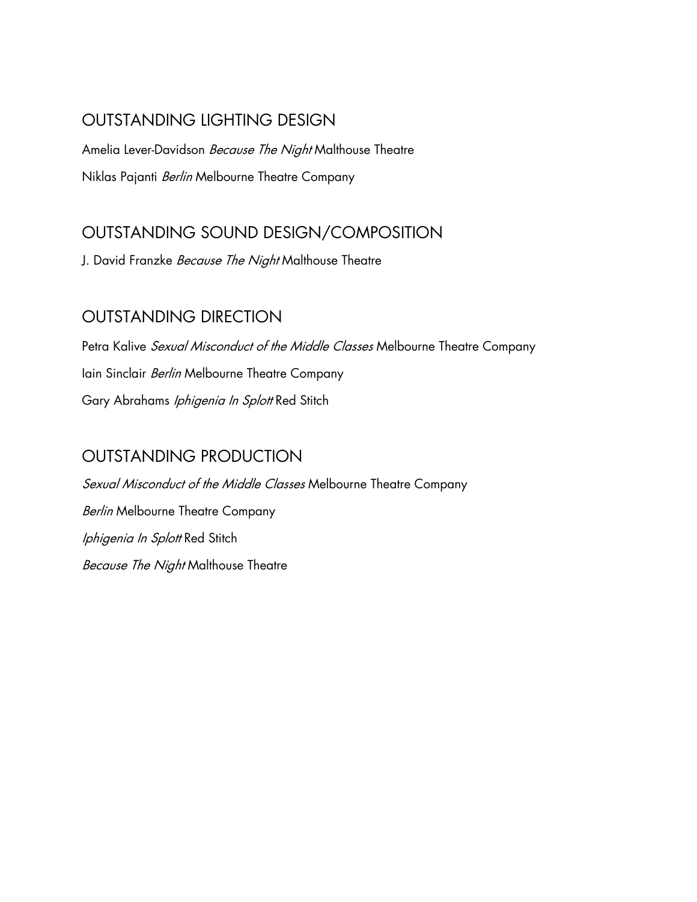## OUTSTANDING LIGHTING DESIGN

Amelia Lever-Davidson *Because The Night* Malthouse Theatre

Niklas Pajanti *Berlin* Melbourne Theatre Company

## OUTSTANDING SOUND DESIGN/COMPOSITION

J. David Franzke *Because The Night* Malthouse Theatre

## OUTSTANDING DIRECTION

Petra Kalive *Sexual Misconduct of the Middle Classes* Melbourne Theatre Company

Iain Sinclair *Berlin* Melbourne Theatre Company

Gary Abrahams *Iphigenia In Splott* Red Stitch

## OUTSTANDING PRODUCTION

*Sexual Misconduct of the Middle Classes* Melbourne Theatre Company

*Berlin* Melbourne Theatre Company

*Iphigenia In Splott* Red Stitch

*Because The Night* Malthouse Theatre